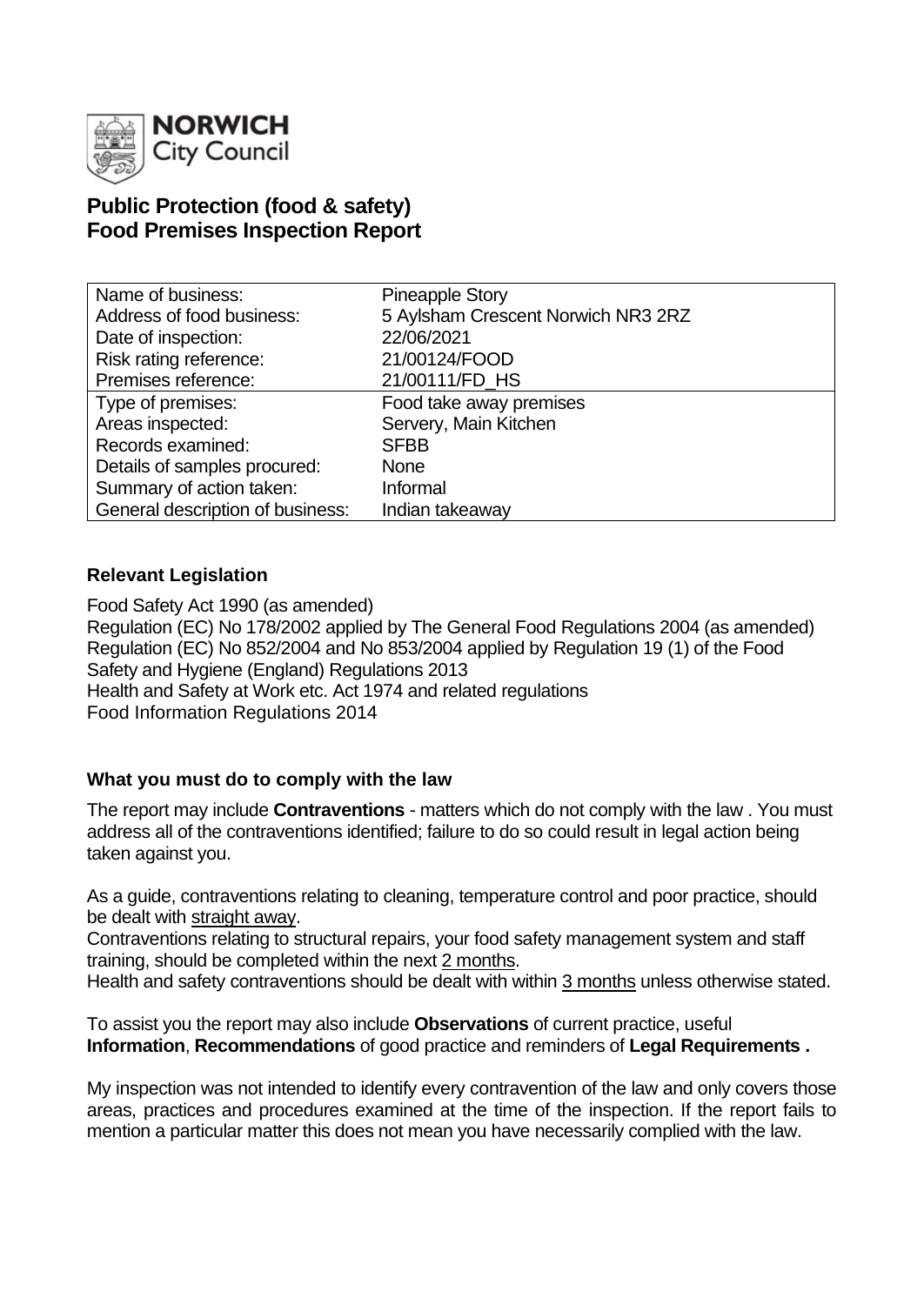NORWICH City Council

# Public Protection (food & safety)
# Food Premises Inspection Report

| | |
|---|---|
| Name of business: | Pineapple Story |
| Address of food business: | 5 Aylsham Crescent Norwich NR3 2RZ |
| Date of inspection: | 22/06/2021 |
| Risk rating reference: | 21/00124/FOOD |
| Premises reference: | 21/00111/FD_HS |
| Type of premises: | Food take away premises |
| Areas inspected: | Servery, Main Kitchen |
| Records examined: | SFBB |
| Details of samples procured: | None |
| Summary of action taken: | Informal |
| General description of business: | Indian takeaway |

## Relevant Legislation

Food Safety Act 1990 (as amended)
Regulation (EC) No 178/2002 applied by The General Food Regulations 2004 (as amended)
Regulation (EC) No 852/2004 and No 853/2004 applied by Regulation 19 (1) of the Food Safety and Hygiene (England) Regulations 2013
Health and Safety at Work etc. Act 1974 and related regulations
Food Information Regulations 2014

## What you must do to comply with the law

The report may include **Contraventions** - matters which do not comply with the law . You must address all of the contraventions identified; failure to do so could result in legal action being taken against you.

As a guide, contraventions relating to cleaning, temperature control and poor practice, should be dealt with straight away.
Contraventions relating to structural repairs, your food safety management system and staff training, should be completed within the next 2 months.
Health and safety contraventions should be dealt with within 3 months unless otherwise stated.

To assist you the report may also include **Observations** of current practice, useful **Information**, **Recommendations** of good practice and reminders of **Legal Requirements .**

My inspection was not intended to identify every contravention of the law and only covers those areas, practices and procedures examined at the time of the inspection. If the report fails to mention a particular matter this does not mean you have necessarily complied with the law.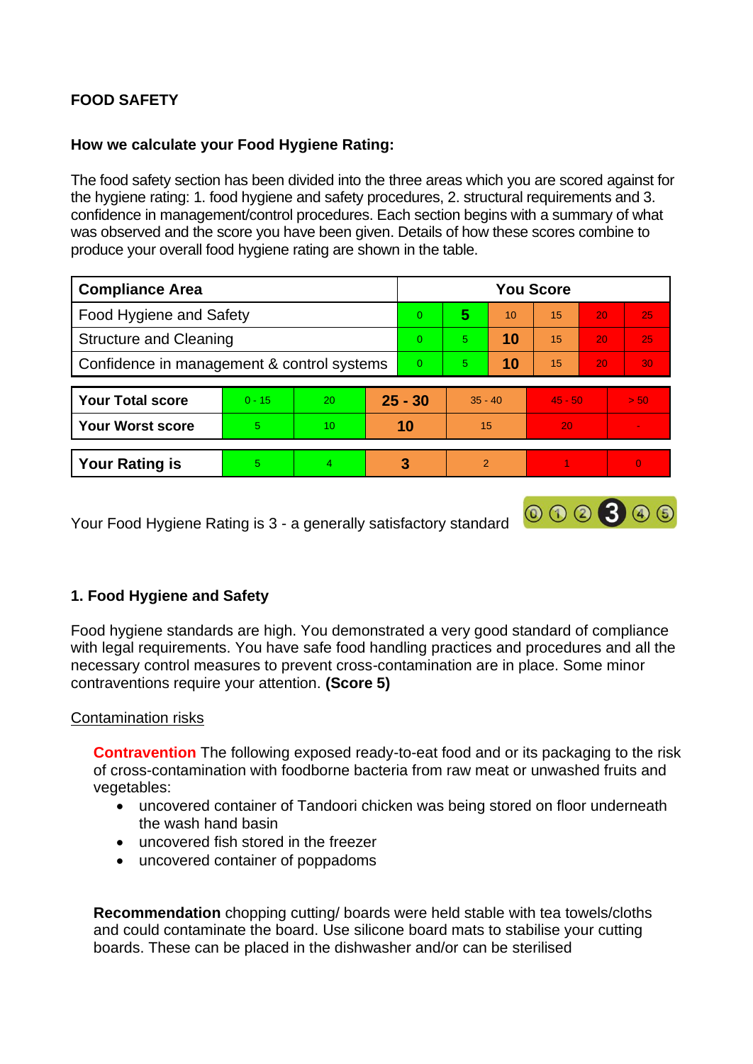**FOOD SAFETY**

**How we calculate your Food Hygiene Rating:**

The food safety section has been divided into the three areas which you are scored against for the hygiene rating: 1. food hygiene and safety procedures, 2. structural requirements and 3. confidence in management/control procedures. Each section begins with a summary of what was observed and the score you have been given. Details of how these scores combine to produce your overall food hygiene rating are shown in the table.

| Compliance Area | You Score | | | | | |
|---|---|---|---|---|---|---|
| Food Hygiene and Safety | 0 | **5** | 10 | 15 | 20 | 25 |
| Structure and Cleaning | 0 | 5 | **10** | 15 | 20 | 25 |
| Confidence in management & control systems | 0 | 5 | **10** | 15 | 20 | 30 |

| | | | | | | |
|---|---|---|---|---|---|---|
| **Your Total score** | 0 - 15 | 20 | **25 - 30** | 35 - 40 | 45 - 50 | > 50 |
| **Your Worst score** | 5 | 10 | **10** | 15 | 20 | - |
| **Your Rating is** | 5 | 4 | **3** | 2 | 1 | 0 |

Your Food Hygiene Rating is 3 - a generally satisfactory standard

## 1. Food Hygiene and Safety

Food hygiene standards are high. You demonstrated a very good standard of compliance with legal requirements. You have safe food handling practices and procedures and all the necessary control measures to prevent cross-contamination are in place. Some minor contraventions require your attention. **(Score 5)**

Contamination risks

**Contravention** The following exposed ready-to-eat food and or its packaging to the risk of cross-contamination with foodborne bacteria from raw meat or unwashed fruits and vegetables:

- uncovered container of Tandoori chicken was being stored on floor underneath the wash hand basin
- uncovered fish stored in the freezer
- uncovered container of poppadoms

**Recommendation** chopping cutting/ boards were held stable with tea towels/cloths and could contaminate the board. Use silicone board mats to stabilise your cutting boards. These can be placed in the dishwasher and/or can be sterilised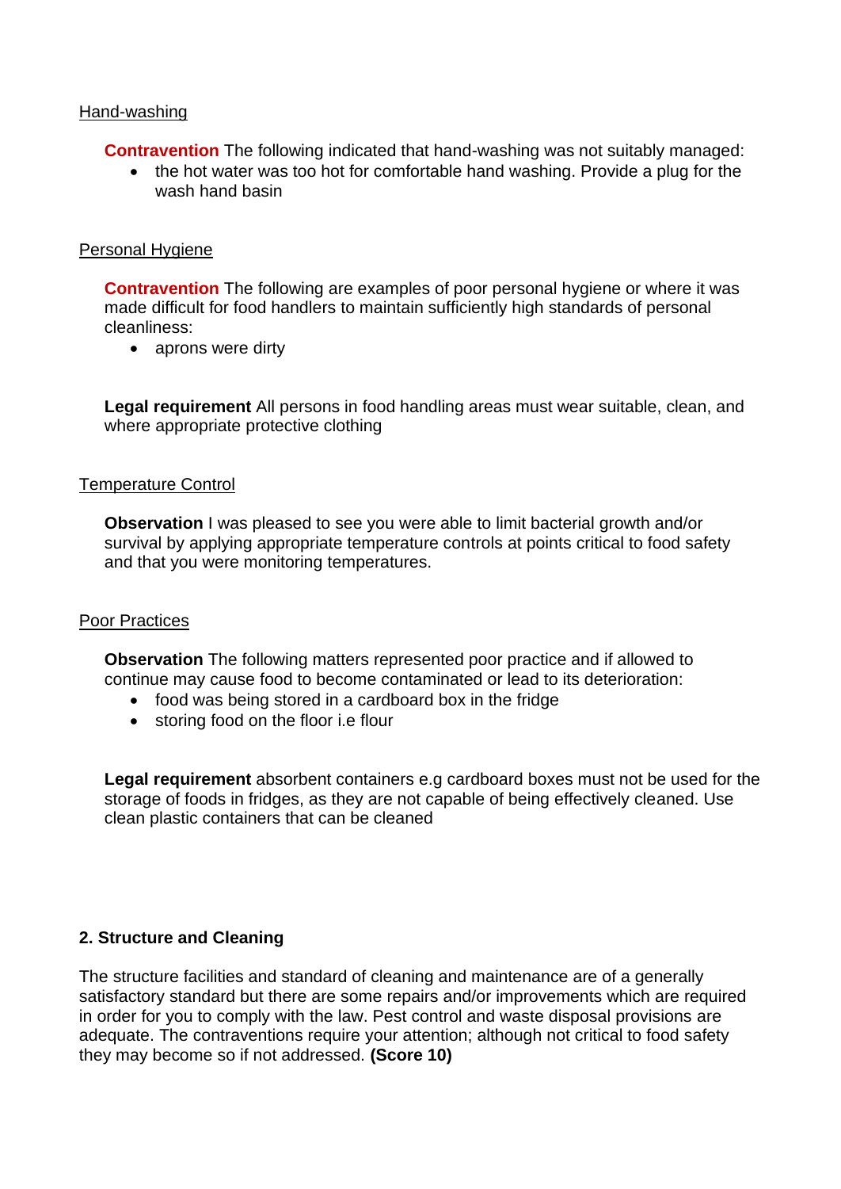Hand-washing

**Contravention** The following indicated that hand-washing was not suitably managed:

- the hot water was too hot for comfortable hand washing. Provide a plug for the wash hand basin

Personal Hygiene

**Contravention** The following are examples of poor personal hygiene or where it was made difficult for food handlers to maintain sufficiently high standards of personal cleanliness:

- aprons were dirty

**Legal requirement** All persons in food handling areas must wear suitable, clean, and where appropriate protective clothing

Temperature Control

**Observation** I was pleased to see you were able to limit bacterial growth and/or survival by applying appropriate temperature controls at points critical to food safety and that you were monitoring temperatures.

Poor Practices

**Observation** The following matters represented poor practice and if allowed to continue may cause food to become contaminated or lead to its deterioration:

- food was being stored in a cardboard box in the fridge
- storing food on the floor i.e flour

**Legal requirement** absorbent containers e.g cardboard boxes must not be used for the storage of foods in fridges, as they are not capable of being effectively cleaned. Use clean plastic containers that can be cleaned

## 2. Structure and Cleaning

The structure facilities and standard of cleaning and maintenance are of a generally satisfactory standard but there are some repairs and/or improvements which are required in order for you to comply with the law. Pest control and waste disposal provisions are adequate. The contraventions require your attention; although not critical to food safety they may become so if not addressed. **(Score 10)**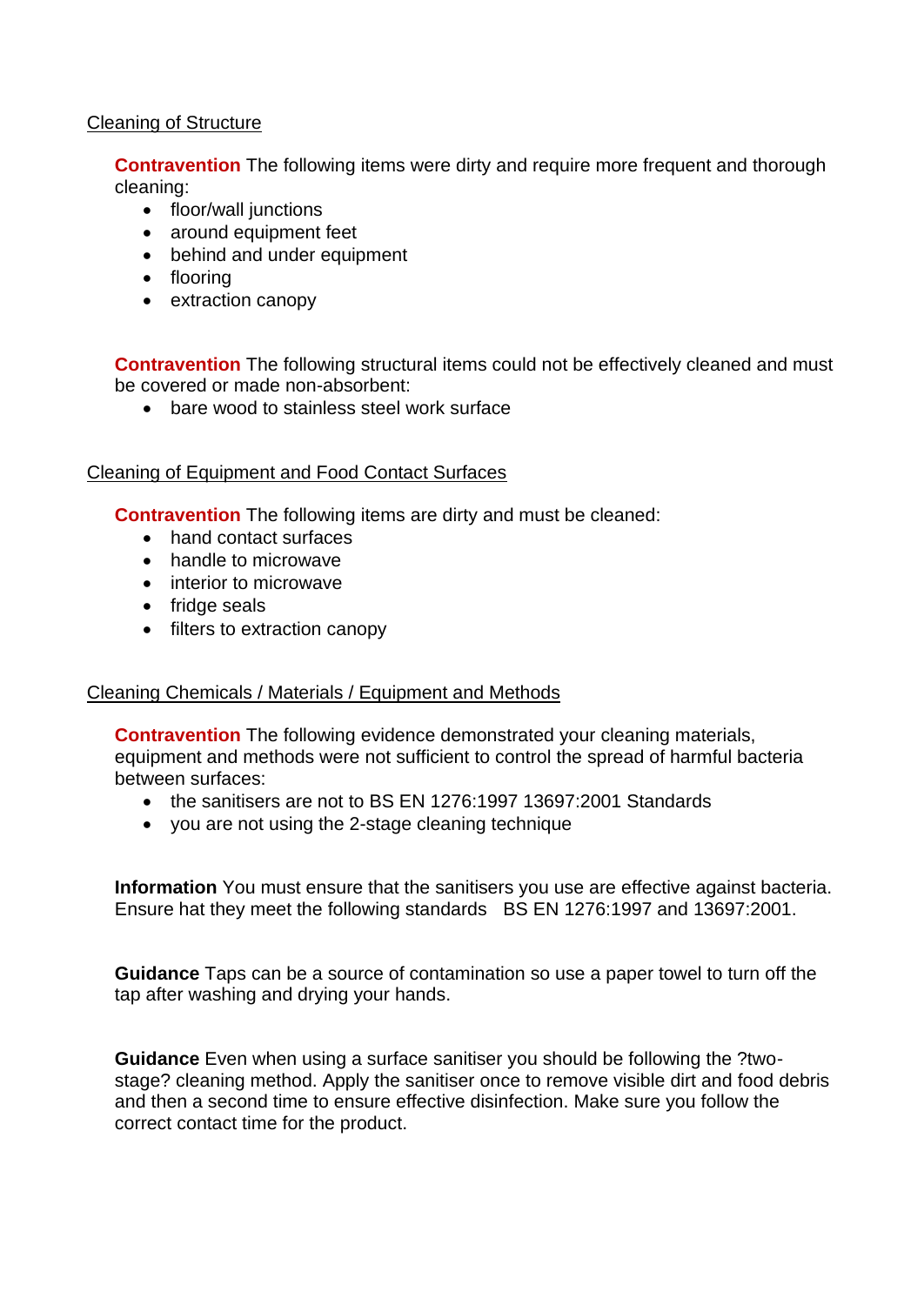## Cleaning of Structure

**Contravention** The following items were dirty and require more frequent and thorough cleaning:

- floor/wall junctions
- around equipment feet
- behind and under equipment
- flooring
- extraction canopy

**Contravention** The following structural items could not be effectively cleaned and must be covered or made non-absorbent:

- bare wood to stainless steel work surface

## Cleaning of Equipment and Food Contact Surfaces

**Contravention** The following items are dirty and must be cleaned:

- hand contact surfaces
- handle to microwave
- interior to microwave
- fridge seals
- filters to extraction canopy

## Cleaning Chemicals / Materials / Equipment and Methods

**Contravention** The following evidence demonstrated your cleaning materials, equipment and methods were not sufficient to control the spread of harmful bacteria between surfaces:

- the sanitisers are not to BS EN 1276:1997 13697:2001 Standards
- you are not using the 2-stage cleaning technique

**Information** You must ensure that the sanitisers you use are effective against bacteria. Ensure hat they meet the following standards  BS EN 1276:1997 and 13697:2001.

**Guidance** Taps can be a source of contamination so use a paper towel to turn off the tap after washing and drying your hands.

**Guidance** Even when using a surface sanitiser you should be following the ?two-stage? cleaning method. Apply the sanitiser once to remove visible dirt and food debris and then a second time to ensure effective disinfection. Make sure you follow the correct contact time for the product.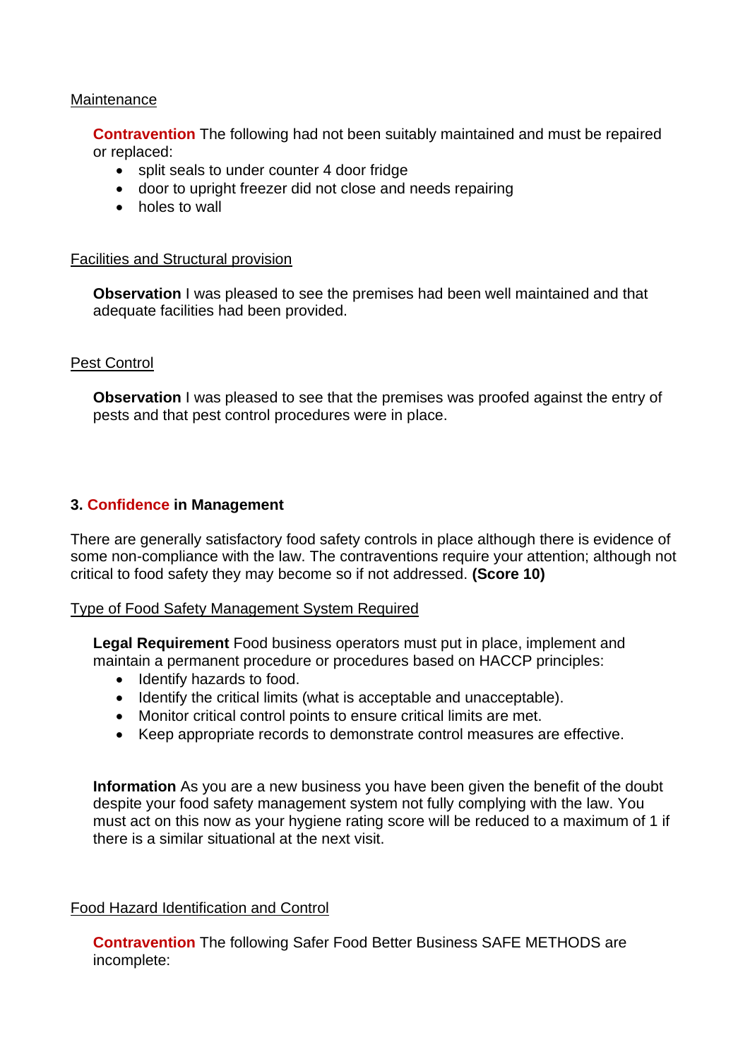Maintenance

**Contravention** The following had not been suitably maintained and must be repaired or replaced:

- split seals to under counter 4 door fridge
- door to upright freezer did not close and needs repairing
- holes to wall

Facilities and Structural provision

**Observation** I was pleased to see the premises had been well maintained and that adequate facilities had been provided.

Pest Control

**Observation** I was pleased to see that the premises was proofed against the entry of pests and that pest control procedures were in place.

## 3. Confidence in Management

There are generally satisfactory food safety controls in place although there is evidence of some non-compliance with the law. The contraventions require your attention; although not critical to food safety they may become so if not addressed. **(Score 10)**

Type of Food Safety Management System Required

**Legal Requirement** Food business operators must put in place, implement and maintain a permanent procedure or procedures based on HACCP principles:

- Identify hazards to food.
- Identify the critical limits (what is acceptable and unacceptable).
- Monitor critical control points to ensure critical limits are met.
- Keep appropriate records to demonstrate control measures are effective.

**Information** As you are a new business you have been given the benefit of the doubt despite your food safety management system not fully complying with the law. You must act on this now as your hygiene rating score will be reduced to a maximum of 1 if there is a similar situational at the next visit.

Food Hazard Identification and Control

**Contravention** The following Safer Food Better Business SAFE METHODS are incomplete: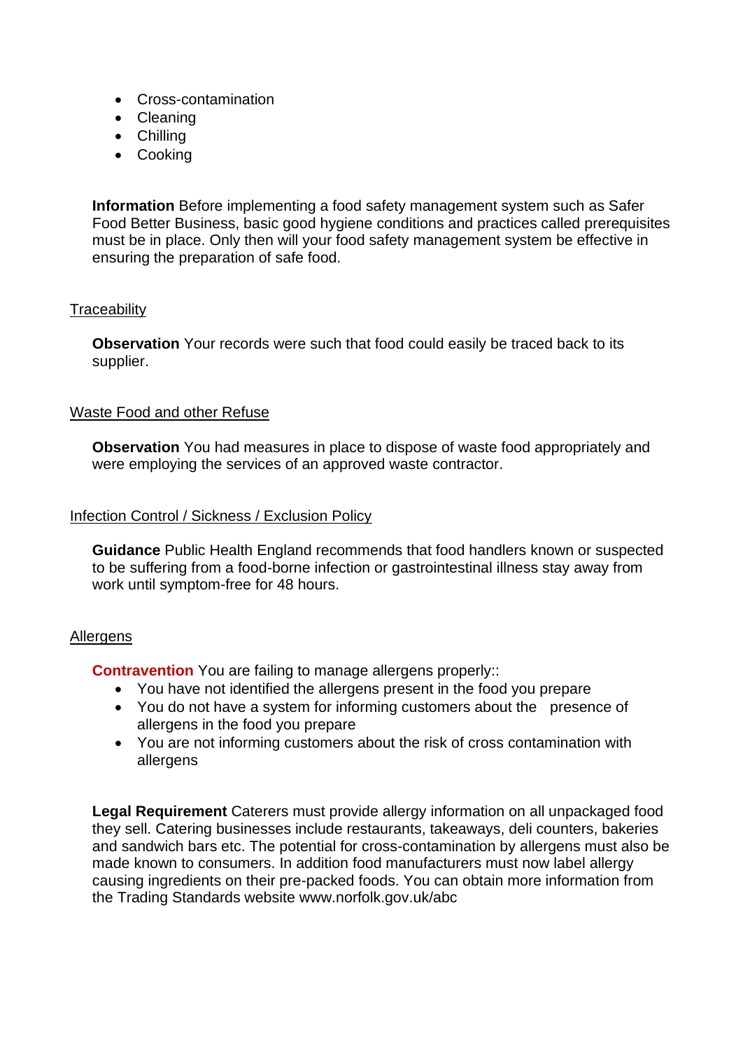- Cross-contamination
- Cleaning
- Chilling
- Cooking

**Information** Before implementing a food safety management system such as Safer Food Better Business, basic good hygiene conditions and practices called prerequisites must be in place. Only then will your food safety management system be effective in ensuring the preparation of safe food.

Traceability

**Observation** Your records were such that food could easily be traced back to its supplier.

Waste Food and other Refuse

**Observation** You had measures in place to dispose of waste food appropriately and were employing the services of an approved waste contractor.

Infection Control / Sickness / Exclusion Policy

**Guidance** Public Health England recommends that food handlers known or suspected to be suffering from a food-borne infection or gastrointestinal illness stay away from work until symptom-free for 48 hours.

Allergens

**Contravention** You are failing to manage allergens properly::

- You have not identified the allergens present in the food you prepare
- You do not have a system for informing customers about the presence of allergens in the food you prepare
- You are not informing customers about the risk of cross contamination with allergens

**Legal Requirement** Caterers must provide allergy information on all unpackaged food they sell. Catering businesses include restaurants, takeaways, deli counters, bakeries and sandwich bars etc. The potential for cross-contamination by allergens must also be made known to consumers. In addition food manufacturers must now label allergy causing ingredients on their pre-packed foods. You can obtain more information from the Trading Standards website www.norfolk.gov.uk/abc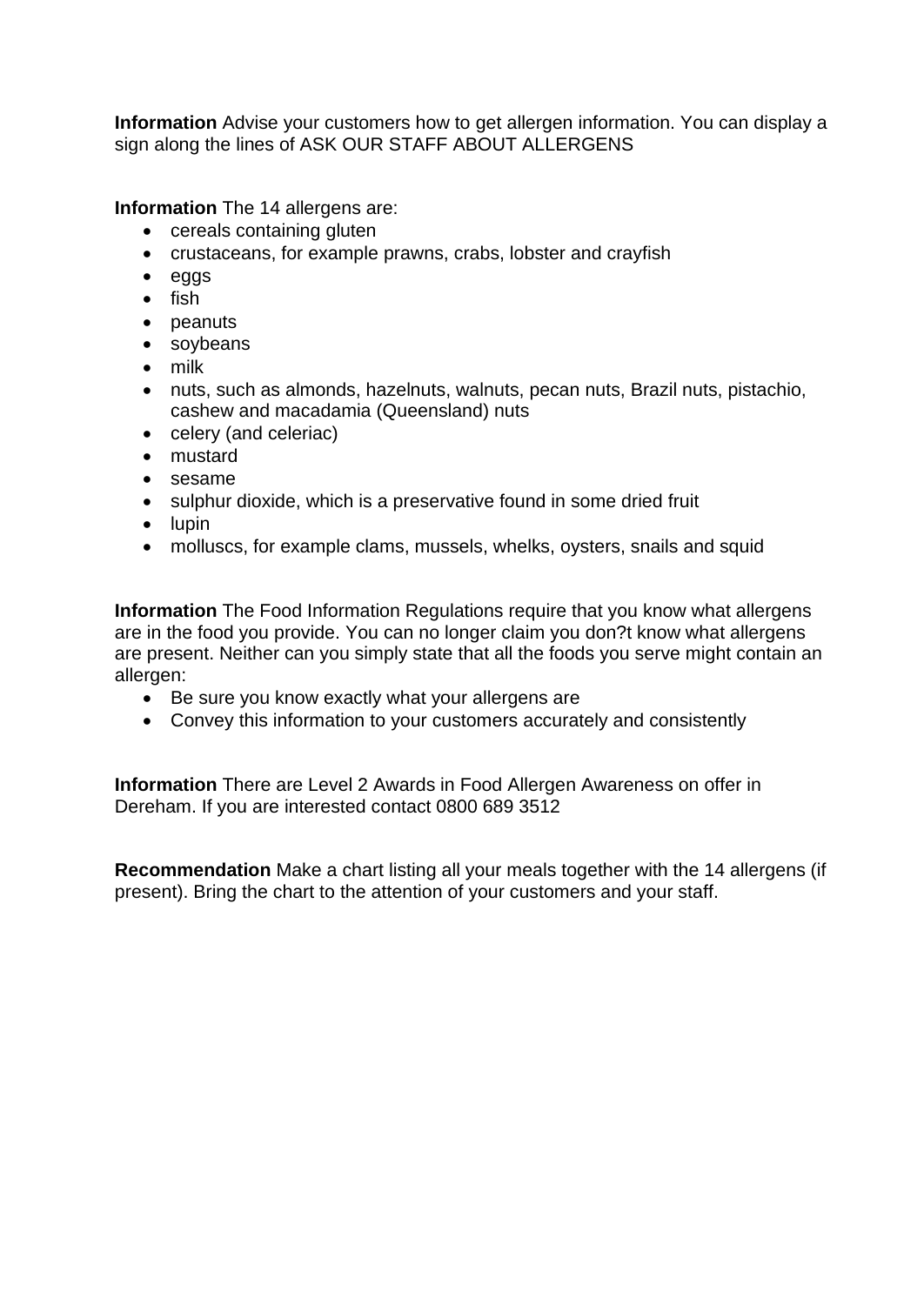**Information** Advise your customers how to get allergen information. You can display a sign along the lines of ASK OUR STAFF ABOUT ALLERGENS

**Information** The 14 allergens are:

- cereals containing gluten
- crustaceans, for example prawns, crabs, lobster and crayfish
- eggs
- fish
- peanuts
- soybeans
- milk
- nuts, such as almonds, hazelnuts, walnuts, pecan nuts, Brazil nuts, pistachio, cashew and macadamia (Queensland) nuts
- celery (and celeriac)
- mustard
- sesame
- sulphur dioxide, which is a preservative found in some dried fruit
- lupin
- molluscs, for example clams, mussels, whelks, oysters, snails and squid

**Information** The Food Information Regulations require that you know what allergens are in the food you provide. You can no longer claim you don?t know what allergens are present. Neither can you simply state that all the foods you serve might contain an allergen:

- Be sure you know exactly what your allergens are
- Convey this information to your customers accurately and consistently

**Information** There are Level 2 Awards in Food Allergen Awareness on offer in Dereham. If you are interested contact 0800 689 3512

**Recommendation** Make a chart listing all your meals together with the 14 allergens (if present). Bring the chart to the attention of your customers and your staff.